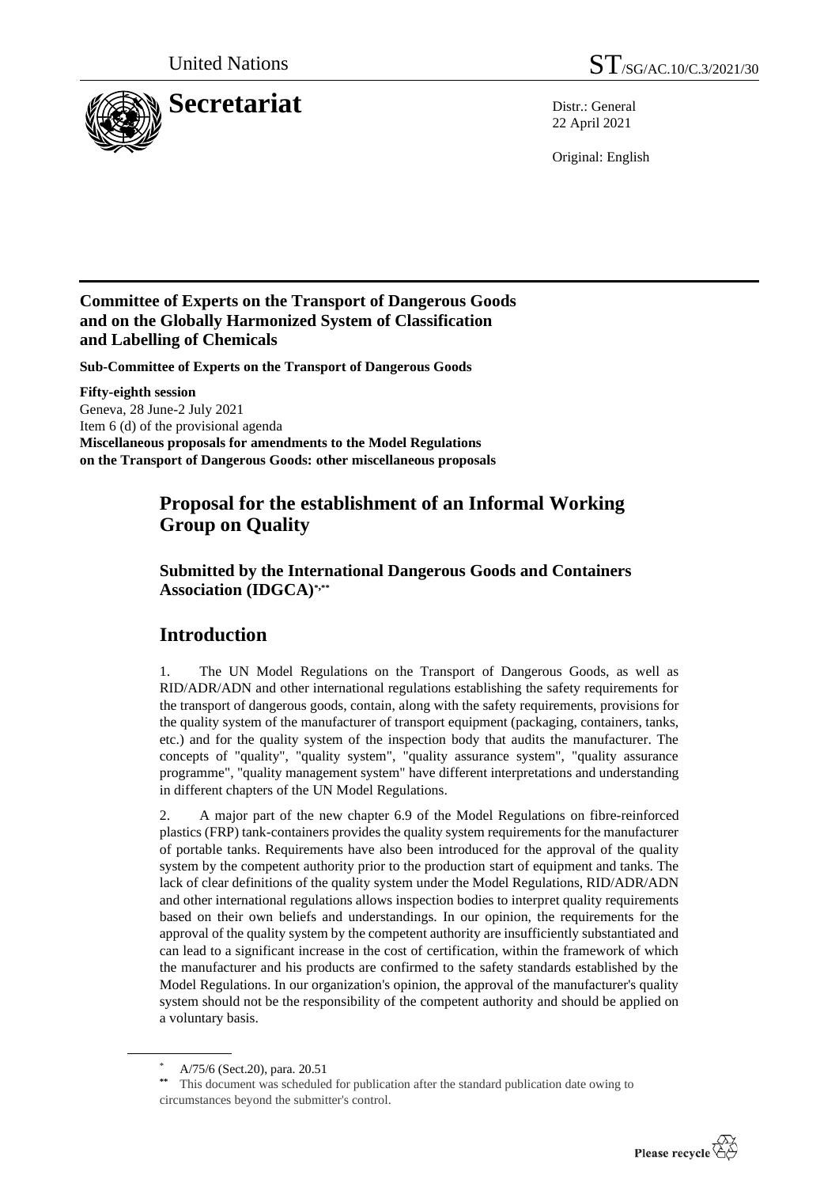United Nations

ST/SG/AC.10/C.3/2021/30

# Secretariat

Distr.: General
22 April 2021

Original: English

**Committee of Experts on the Transport of Dangerous Goods and on the Globally Harmonized System of Classification and Labelling of Chemicals**

**Sub-Committee of Experts on the Transport of Dangerous Goods**

**Fifty-eighth session**
Geneva, 28 June-2 July 2021
Item 6 (d) of the provisional agenda
**Miscellaneous proposals for amendments to the Model Regulations on the Transport of Dangerous Goods: other miscellaneous proposals**

## Proposal for the establishment of an Informal Working Group on Quality

### Submitted by the International Dangerous Goods and Containers Association (IDGCA)[*,**]

## Introduction

1. The UN Model Regulations on the Transport of Dangerous Goods, as well as RID/ADR/ADN and other international regulations establishing the safety requirements for the transport of dangerous goods, contain, along with the safety requirements, provisions for the quality system of the manufacturer of transport equipment (packaging, containers, tanks, etc.) and for the quality system of the inspection body that audits the manufacturer. The concepts of "quality", "quality system", "quality assurance system", "quality assurance programme", "quality management system" have different interpretations and understanding in different chapters of the UN Model Regulations.

2. A major part of the new chapter 6.9 of the Model Regulations on fibre-reinforced plastics (FRP) tank-containers provides the quality system requirements for the manufacturer of portable tanks. Requirements have also been introduced for the approval of the quality system by the competent authority prior to the production start of equipment and tanks. The lack of clear definitions of the quality system under the Model Regulations, RID/ADR/ADN and other international regulations allows inspection bodies to interpret quality requirements based on their own beliefs and understandings. In our opinion, the requirements for the approval of the quality system by the competent authority are insufficiently substantiated and can lead to a significant increase in the cost of certification, within the framework of which the manufacturer and his products are confirmed to the safety standards established by the Model Regulations. In our organization's opinion, the approval of the manufacturer's quality system should not be the responsibility of the competent authority and should be applied on a voluntary basis.

[*] A/75/6 (Sect.20), para. 20.51

[**] This document was scheduled for publication after the standard publication date owing to circumstances beyond the submitter's control.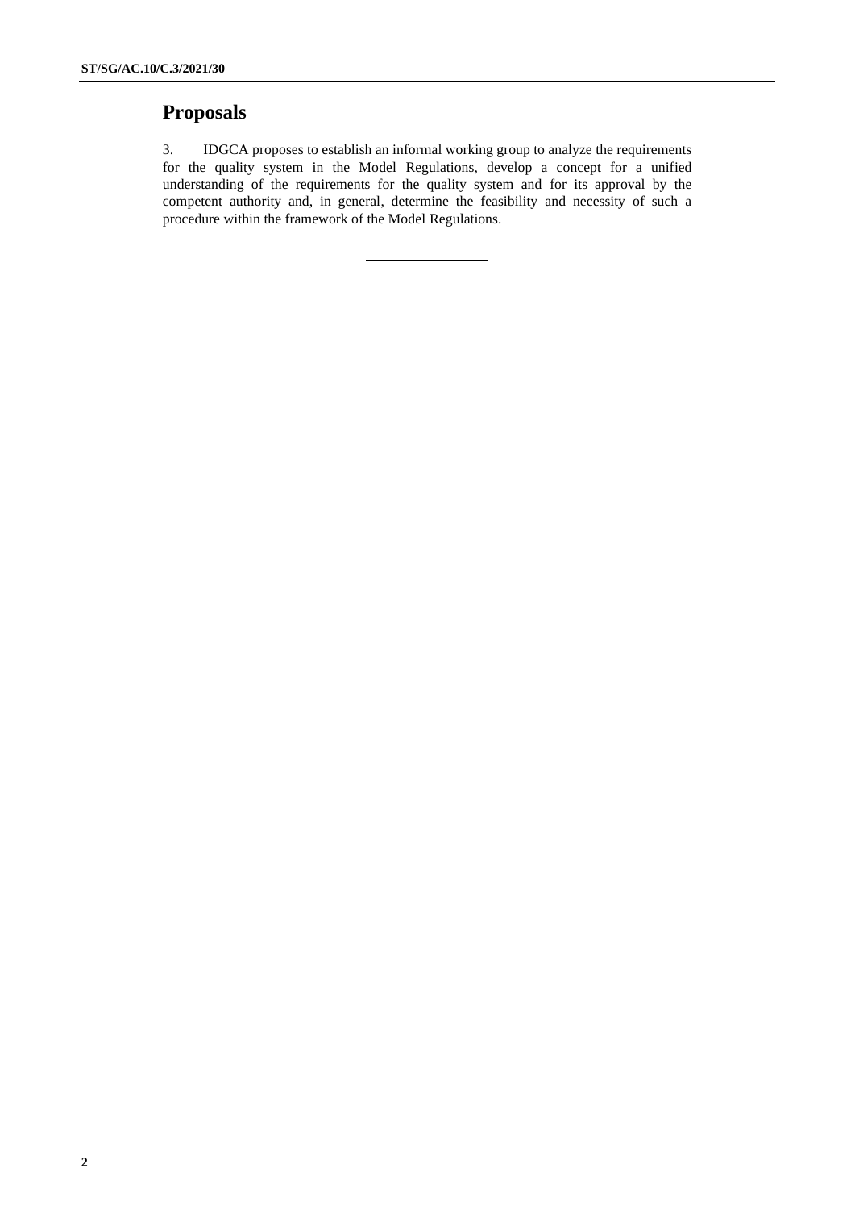## Proposals

3. IDGCA proposes to establish an informal working group to analyze the requirements for the quality system in the Model Regulations, develop a concept for a unified understanding of the requirements for the quality system and for its approval by the competent authority and, in general, determine the feasibility and necessity of such a procedure within the framework of the Model Regulations.